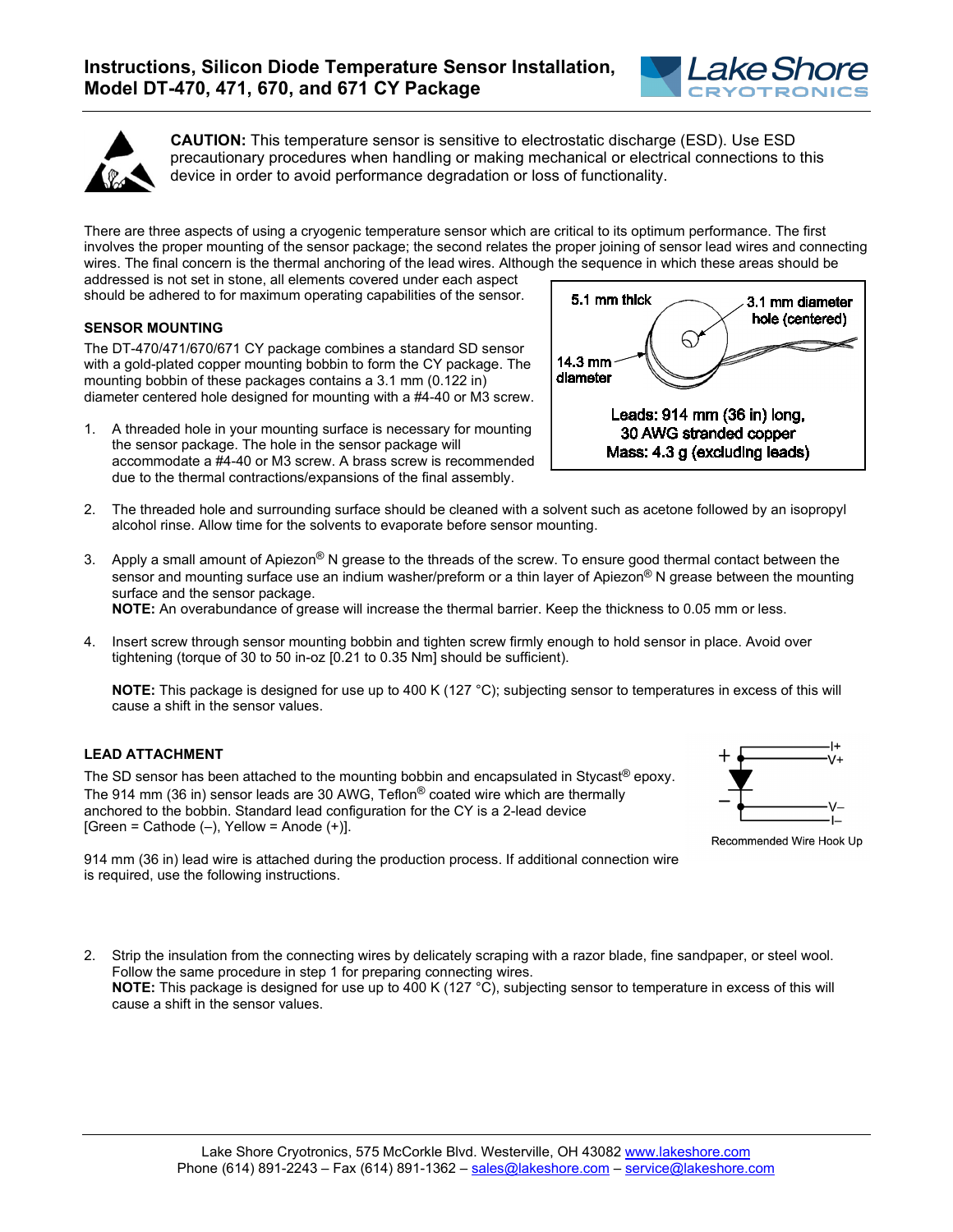# Instructions, Silicon Diode Temperature Sensor Installation, Model DT-470, 471, 670, and 671 CY Package

**CAUTION:** This temperature sensor is sensitive to electrostatic discharge (ESD). Use ESD precautionary procedures when handling or making mechanical or electrical connections to this device in order to avoid performance degradation or loss of functionality.

There are three aspects of using a cryogenic temperature sensor which are critical to its optimum performance. The first involves the proper mounting of the sensor package; the second relates the proper joining of sensor lead wires and connecting wires. The final concern is the thermal anchoring of the lead wires. Although the sequence in which these areas should be addressed is not set in stone, all elements covered under each aspect should be adhered to for maximum operating capabilities of the sensor.

5.1 mm thick
3.1 mm diameter hole (centered)
14.3 mm diameter

Leads: 914 mm (36 in) long, 30 AWG stranded copper
Mass: 4.3 g (excluding leads)

### SENSOR MOUNTING

The DT-470/471/670/671 CY package combines a standard SD sensor with a gold-plated copper mounting bobbin to form the CY package. The mounting bobbin of these packages contains a 3.1 mm (0.122 in) diameter centered hole designed for mounting with a #4-40 or M3 screw.

1. A threaded hole in your mounting surface is necessary for mounting the sensor package. The hole in the sensor package will accommodate a #4-40 or M3 screw. A brass screw is recommended due to the thermal contractions/expansions of the final assembly.

2. The threaded hole and surrounding surface should be cleaned with a solvent such as acetone followed by an isopropyl alcohol rinse. Allow time for the solvents to evaporate before sensor mounting.

3. Apply a small amount of Apiezon® N grease to the threads of the screw. To ensure good thermal contact between the sensor and mounting surface use an indium washer/preform or a thin layer of Apiezon® N grease between the mounting surface and the sensor package.
   **NOTE:** An overabundance of grease will increase the thermal barrier. Keep the thickness to 0.05 mm or less.

4. Insert screw through sensor mounting bobbin and tighten screw firmly enough to hold sensor in place. Avoid over tightening (torque of 30 to 50 in-oz [0.21 to 0.35 Nm] should be sufficient).

   **NOTE:** This package is designed for use up to 400 K (127 °C); subjecting sensor to temperatures in excess of this will cause a shift in the sensor values.

### LEAD ATTACHMENT

The SD sensor has been attached to the mounting bobbin and encapsulated in Stycast® epoxy. The 914 mm (36 in) sensor leads are 30 AWG, Teflon® coated wire which are thermally anchored to the bobbin. Standard lead configuration for the CY is a 2-lead device [Green = Cathode (–), Yellow = Anode (+)].

+ I+ V+
– V– I–

Recommended Wire Hook Up

914 mm (36 in) lead wire is attached during the production process. If additional connection wire is required, use the following instructions.

2. Strip the insulation from the connecting wires by delicately scraping with a razor blade, fine sandpaper, or steel wool. Follow the same procedure in step 1 for preparing connecting wires.
   **NOTE:** This package is designed for use up to 400 K (127 °C), subjecting sensor to temperature in excess of this will cause a shift in the sensor values.

Lake Shore Cryotronics, 575 McCorkle Blvd. Westerville, OH 43082 www.lakeshore.com
Phone (614) 891-2243 – Fax (614) 891-1362 – sales@lakeshore.com – service@lakeshore.com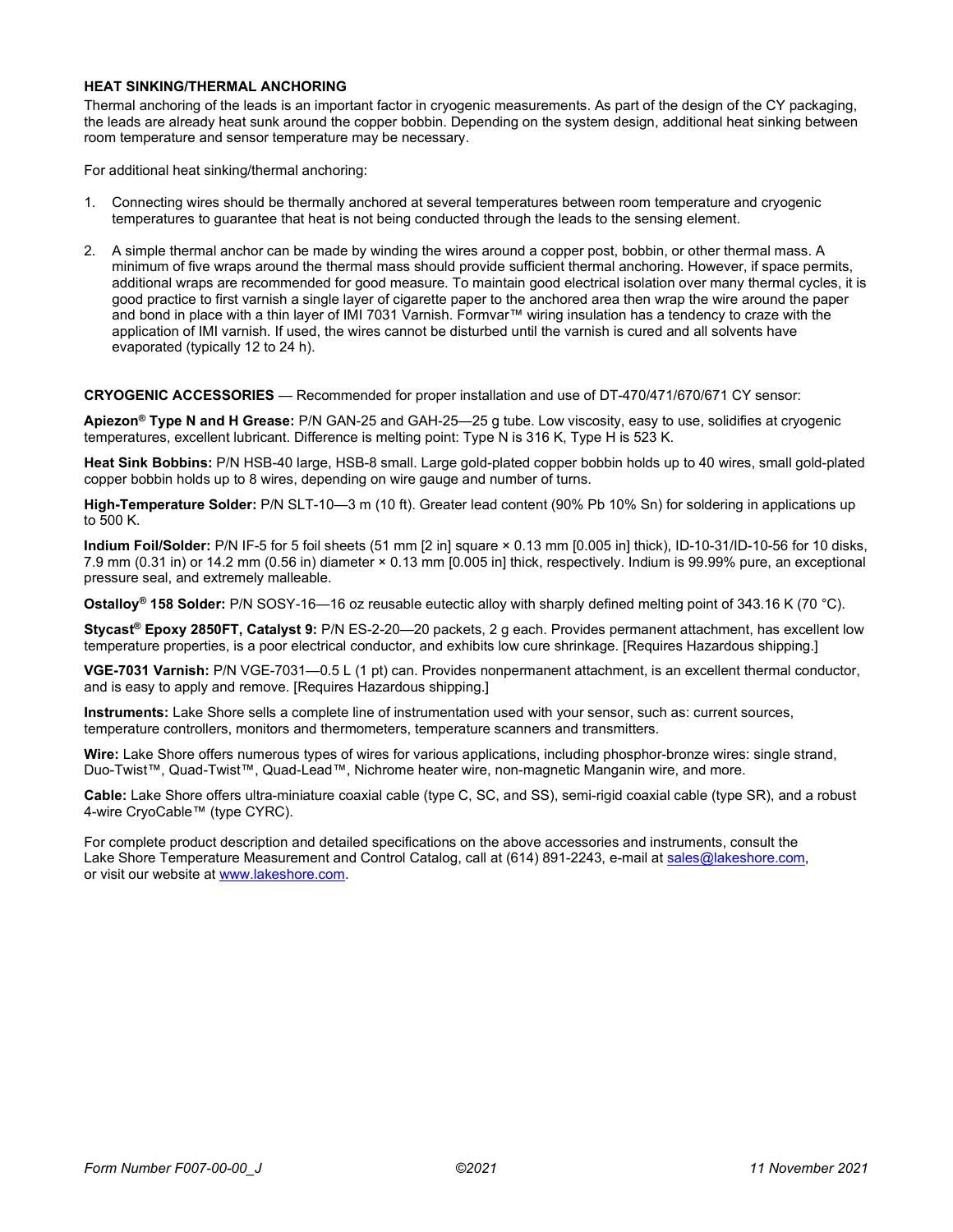## HEAT SINKING/THERMAL ANCHORING

Thermal anchoring of the leads is an important factor in cryogenic measurements. As part of the design of the CY packaging, the leads are already heat sunk around the copper bobbin. Depending on the system design, additional heat sinking between room temperature and sensor temperature may be necessary.

For additional heat sinking/thermal anchoring:

1. Connecting wires should be thermally anchored at several temperatures between room temperature and cryogenic temperatures to guarantee that heat is not being conducted through the leads to the sensing element.

2. A simple thermal anchor can be made by winding the wires around a copper post, bobbin, or other thermal mass. A minimum of five wraps around the thermal mass should provide sufficient thermal anchoring. However, if space permits, additional wraps are recommended for good measure. To maintain good electrical isolation over many thermal cycles, it is good practice to first varnish a single layer of cigarette paper to the anchored area then wrap the wire around the paper and bond in place with a thin layer of IMI 7031 Varnish. Formvar™ wiring insulation has a tendency to craze with the application of IMI varnish. If used, the wires cannot be disturbed until the varnish is cured and all solvents have evaporated (typically 12 to 24 h).

**CRYOGENIC ACCESSORIES** — Recommended for proper installation and use of DT-470/471/670/671 CY sensor:

**Apiezon® Type N and H Grease:** P/N GAN-25 and GAH-25—25 g tube. Low viscosity, easy to use, solidifies at cryogenic temperatures, excellent lubricant. Difference is melting point: Type N is 316 K, Type H is 523 K.

**Heat Sink Bobbins:** P/N HSB-40 large, HSB-8 small. Large gold-plated copper bobbin holds up to 40 wires, small gold-plated copper bobbin holds up to 8 wires, depending on wire gauge and number of turns.

**High-Temperature Solder:** P/N SLT-10—3 m (10 ft). Greater lead content (90% Pb 10% Sn) for soldering in applications up to 500 K.

**Indium Foil/Solder:** P/N IF-5 for 5 foil sheets (51 mm [2 in] square × 0.13 mm [0.005 in] thick), ID-10-31/ID-10-56 for 10 disks, 7.9 mm (0.31 in) or 14.2 mm (0.56 in) diameter × 0.13 mm [0.005 in] thick, respectively. Indium is 99.99% pure, an exceptional pressure seal, and extremely malleable.

**Ostalloy® 158 Solder:** P/N SOSY-16—16 oz reusable eutectic alloy with sharply defined melting point of 343.16 K (70 °C).

**Stycast® Epoxy 2850FT, Catalyst 9:** P/N ES-2-20—20 packets, 2 g each. Provides permanent attachment, has excellent low temperature properties, is a poor electrical conductor, and exhibits low cure shrinkage. [Requires Hazardous shipping.]

**VGE-7031 Varnish:** P/N VGE-7031—0.5 L (1 pt) can. Provides nonpermanent attachment, is an excellent thermal conductor, and is easy to apply and remove. [Requires Hazardous shipping.]

**Instruments:** Lake Shore sells a complete line of instrumentation used with your sensor, such as: current sources, temperature controllers, monitors and thermometers, temperature scanners and transmitters.

**Wire:** Lake Shore offers numerous types of wires for various applications, including phosphor-bronze wires: single strand, Duo-Twist™, Quad-Twist™, Quad-Lead™, Nichrome heater wire, non-magnetic Manganin wire, and more.

**Cable:** Lake Shore offers ultra-miniature coaxial cable (type C, SC, and SS), semi-rigid coaxial cable (type SR), and a robust 4-wire CryoCable™ (type CYRC).

For complete product description and detailed specifications on the above accessories and instruments, consult the Lake Shore Temperature Measurement and Control Catalog, call at (614) 891-2243, e-mail at sales@lakeshore.com, or visit our website at www.lakeshore.com.

*Form Number F007-00-00_J* *©2021* *11 November 2021*